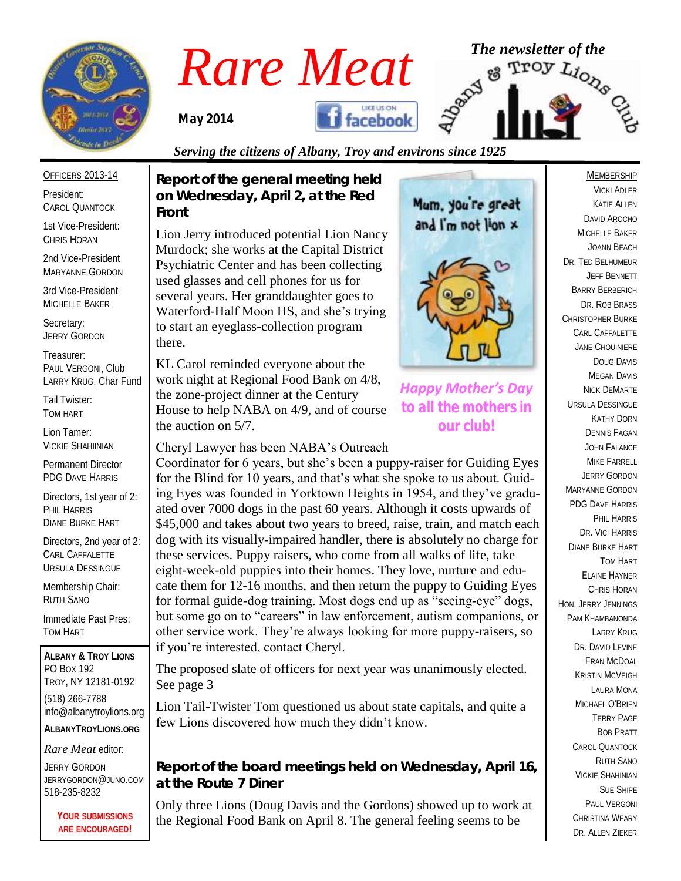# Rare Meat

**May 2014**

*The newsletter of the Albany & Troy Lions Club*

*Serving the citizens of Albany, Troy and environs since 1925*

OFFICERS 2013-14

President:
CAROL QUANTOCK

1st Vice-President:
CHRIS HORAN

2nd Vice-President
MARYANNE GORDON

3rd Vice-President
MICHELLE BAKER

Secretary:
JERRY GORDON

Treasurer:
PAUL VERGONI, Club
LARRY KRUG, Char Fund

Tail Twister:
TOM HART

Lion Tamer:
VICKIE SHAHIINIAN

Permanent Director
PDG DAVE HARRIS

Directors, 1st year of 2:
PHIL HARRIS
DIANE BURKE HART

Directors, 2nd year of 2:
CARL CAFFALETTE
URSULA DESSINGUE

Membership Chair:
RUTH SANO

Immediate Past Pres:
TOM HART

**ALBANY & TROY LIONS**
PO BOX 192
TROY, NY 12181-0192
(518) 266-7788
info@albanytroylions.org
**ALBANYTROYLIONS.ORG**

*Rare Meat* editor:
JERRY GORDON
JERRYGORDON@JUNO.COM
518-235-8232

**YOUR SUBMISSIONS ARE ENCOURAGED!**

## Report of the general meeting held on Wednesday, April 2, at the Red Front

Lion Jerry introduced potential Lion Nancy Murdock; she works at the Capital District Psychiatric Center and has been collecting used glasses and cell phones for us for several years. Her granddaughter goes to Waterford-Half Moon HS, and she's trying to start an eyeglass-collection program there.

KL Carol reminded everyone about the work night at Regional Food Bank on 4/8, the zone-project dinner at the Century House to help NABA on 4/9, and of course the auction on 5/7.

Cheryl Lawyer has been NABA's Outreach Coordinator for 6 years, but she's been a puppy-raiser for Guiding Eyes for the Blind for 10 years, and that's what she spoke to us about. Guiding Eyes was founded in Yorktown Heights in 1954, and they've graduated over 7000 dogs in the past 60 years. Although it costs upwards of $45,000 and takes about two years to breed, raise, train, and match each dog with its visually-impaired handler, there is absolutely no charge for these services. Puppy raisers, who come from all walks of life, take eight-week-old puppies into their homes. They love, nurture and educate them for 12-16 months, and then return the puppy to Guiding Eyes for formal guide-dog training. Most dogs end up as "seeing-eye" dogs, but some go on to "careers" in law enforcement, autism companions, or other service work. They're always looking for more puppy-raisers, so if you're interested, contact Cheryl.

The proposed slate of officers for next year was unanimously elected. See page 3

Lion Tail-Twister Tom questioned us about state capitals, and quite a few Lions discovered how much they didn't know.

Mum, you're great and I'm not lion ×

***Happy Mother's Day to all the mothers in our club!***

## Report of the board meetings held on Wednesday, April 16, at the Route 7 Diner

Only three Lions (Doug Davis and the Gordons) showed up to work at the Regional Food Bank on April 8. The general feeling seems to be

MEMBERSHIP

VICKI ADLER
KATIE ALLEN
DAVID AROCHO
MICHELLE BAKER
JOANN BEACH
DR. TED BELHUMEUR
JEFF BENNETT
BARRY BERBERICH
DR. ROB BRASS
CHRISTOPHER BURKE
CARL CAFFALETTE
JANE CHOUINIERE
DOUG DAVIS
MEGAN DAVIS
NICK DEMARTE
URSULA DESSINGUE
KATHY DORN
DENNIS FAGAN
JOHN FALANCE
MIKE FARRELL
JERRY GORDON
MARYANNE GORDON
PDG DAVE HARRIS
PHIL HARRIS
DR. VICI HARRIS
DIANE BURKE HART
TOM HART
ELAINE HAYNER
CHRIS HORAN
HON. JERRY JENNINGS
PAM KHAMBANONDA
LARRY KRUG
DR. DAVID LEVINE
FRAN MCDOAL
KRISTIN MCVEIGH
LAURA MONA
MICHAEL O'BRIEN
TERRY PAGE
BOB PRATT
CAROL QUANTOCK
RUTH SANO
VICKIE SHAHINIAN
SUE SHIPE
PAUL VERGONI
CHRISTINA WEARY
DR. ALLEN ZIEKER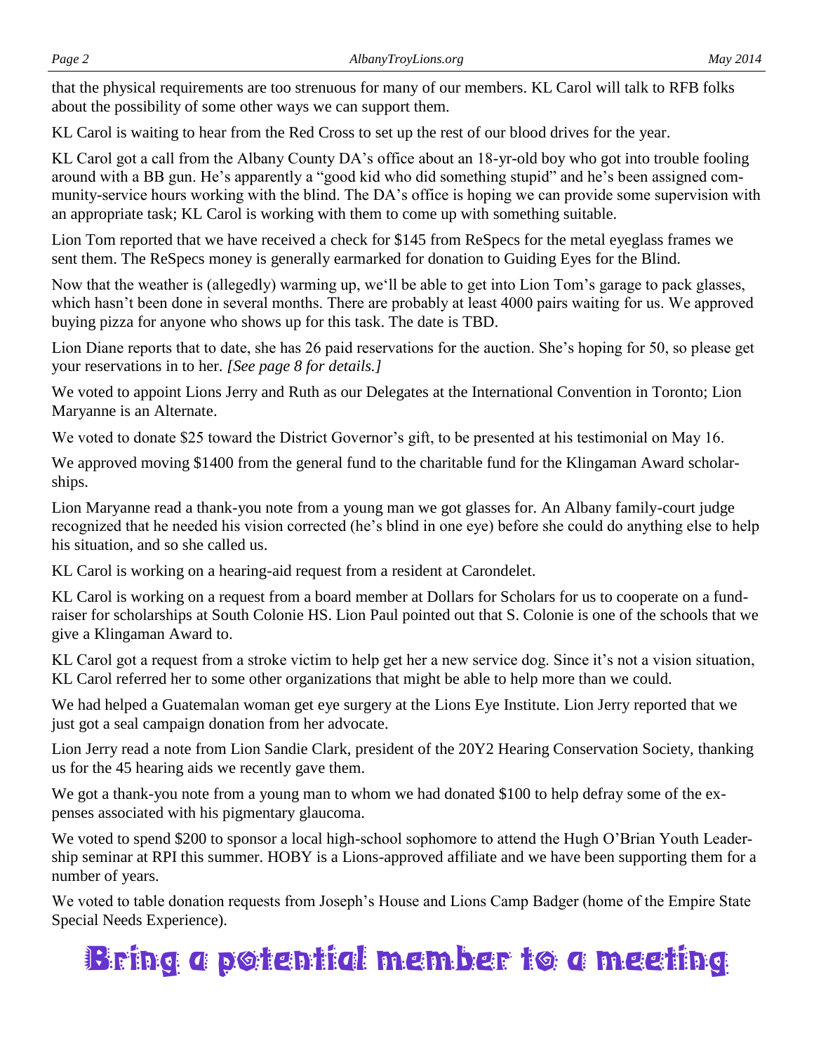that the physical requirements are too strenuous for many of our members. KL Carol will talk to RFB folks about the possibility of some other ways we can support them.

KL Carol is waiting to hear from the Red Cross to set up the rest of our blood drives for the year.

KL Carol got a call from the Albany County DA's office about an 18-yr-old boy who got into trouble fooling around with a BB gun. He's apparently a "good kid who did something stupid" and he's been assigned community-service hours working with the blind. The DA's office is hoping we can provide some supervision with an appropriate task; KL Carol is working with them to come up with something suitable.

Lion Tom reported that we have received a check for $145 from ReSpecs for the metal eyeglass frames we sent them. The ReSpecs money is generally earmarked for donation to Guiding Eyes for the Blind.

Now that the weather is (allegedly) warming up, we'll be able to get into Lion Tom's garage to pack glasses, which hasn't been done in several months. There are probably at least 4000 pairs waiting for us. We approved buying pizza for anyone who shows up for this task. The date is TBD.

Lion Diane reports that to date, she has 26 paid reservations for the auction. She's hoping for 50, so please get your reservations in to her. *[See page 8 for details.]*

We voted to appoint Lions Jerry and Ruth as our Delegates at the International Convention in Toronto; Lion Maryanne is an Alternate.

We voted to donate $25 toward the District Governor's gift, to be presented at his testimonial on May 16.

We approved moving $1400 from the general fund to the charitable fund for the Klingaman Award scholarships.

Lion Maryanne read a thank-you note from a young man we got glasses for. An Albany family-court judge recognized that he needed his vision corrected (he's blind in one eye) before she could do anything else to help his situation, and so she called us.

KL Carol is working on a hearing-aid request from a resident at Carondelet.

KL Carol is working on a request from a board member at Dollars for Scholars for us to cooperate on a fundraiser for scholarships at South Colonie HS. Lion Paul pointed out that S. Colonie is one of the schools that we give a Klingaman Award to.

KL Carol got a request from a stroke victim to help get her a new service dog. Since it's not a vision situation, KL Carol referred her to some other organizations that might be able to help more than we could.

We had helped a Guatemalan woman get eye surgery at the Lions Eye Institute. Lion Jerry reported that we just got a seal campaign donation from her advocate.

Lion Jerry read a note from Lion Sandie Clark, president of the 20Y2 Hearing Conservation Society, thanking us for the 45 hearing aids we recently gave them.

We got a thank-you note from a young man to whom we had donated $100 to help defray some of the expenses associated with his pigmentary glaucoma.

We voted to spend $200 to sponsor a local high-school sophomore to attend the Hugh O'Brian Youth Leadership seminar at RPI this summer. HOBY is a Lions-approved affiliate and we have been supporting them for a number of years.

We voted to table donation requests from Joseph's House and Lions Camp Badger (home of the Empire State Special Needs Experience).

**Bring a potential member to a meeting**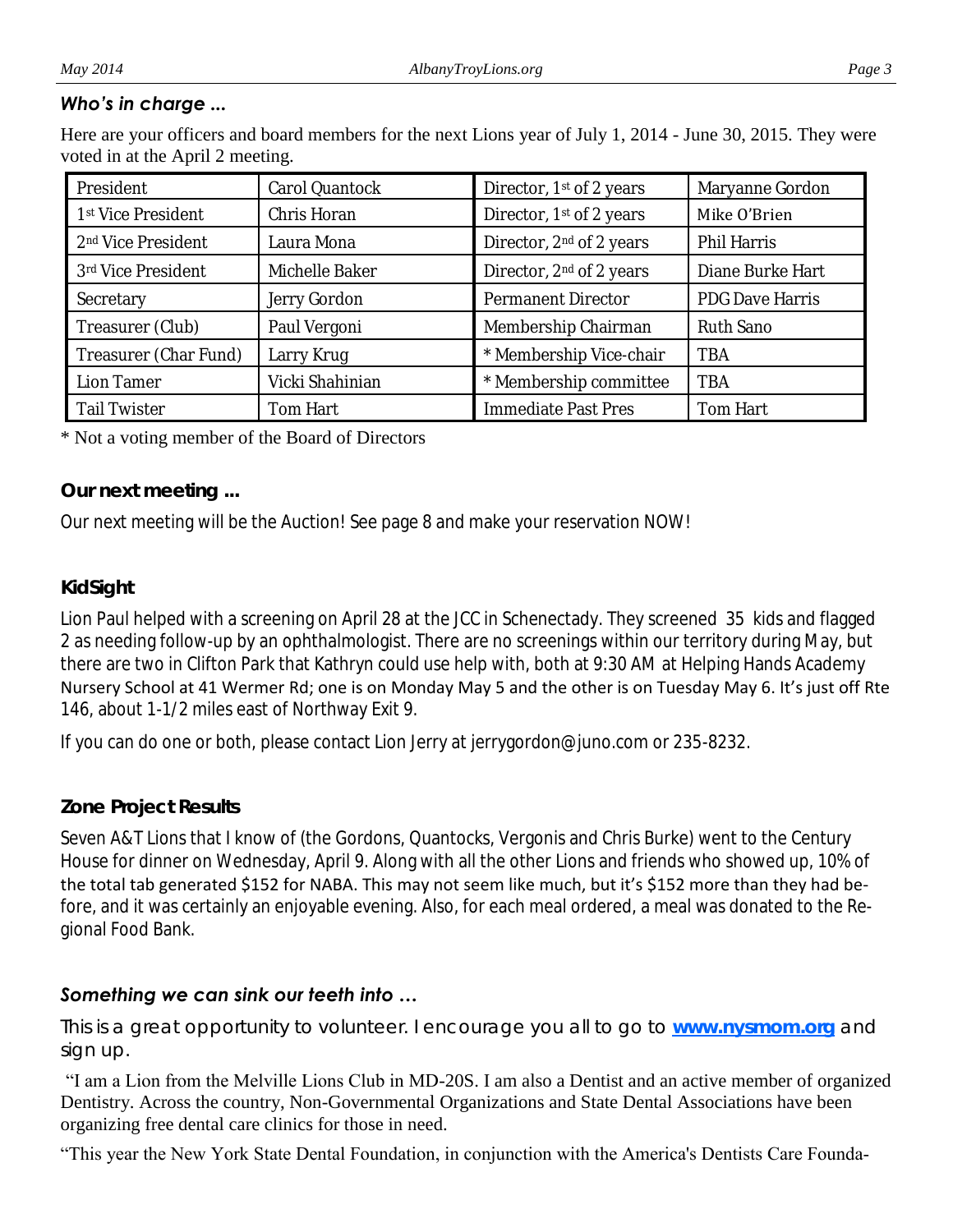### *Who's in charge ...*

Here are your officers and board members for the next Lions year of July 1, 2014 - June 30, 2015. They were voted in at the April 2 meeting.

| President | Carol Quantock | Director, 1st of 2 years | Maryanne Gordon |
|---|---|---|---|
| 1st Vice President | Chris Horan | Director, 1st of 2 years | Mike O'Brien |
| 2nd Vice President | Laura Mona | Director, 2nd of 2 years | Phil Harris |
| 3rd Vice President | Michelle Baker | Director, 2nd of 2 years | Diane Burke Hart |
| Secretary | Jerry Gordon | Permanent Director | PDG Dave Harris |
| Treasurer (Club) | Paul Vergoni | Membership Chairman | Ruth Sano |
| Treasurer (Char Fund) | Larry Krug | * Membership Vice-chair | TBA |
| Lion Tamer | Vicki Shahinian | * Membership committee | TBA |
| Tail Twister | Tom Hart | Immediate Past Pres | Tom Hart |

* Not a voting member of the Board of Directors

### Our next meeting ...

Our next meeting will be the Auction! See page 8 and make your reservation NOW!

### KidSight

Lion Paul helped with a screening on April 28 at the JCC in Schenectady. They screened 35 kids and flagged 2 as needing follow-up by an ophthalmologist. There are no screenings within our territory during May, but there are two in Clifton Park that Kathryn could use help with, both at 9:30 AM at Helping Hands Academy Nursery School at 41 Wermer Rd; one is on Monday May 5 and the other is on Tuesday May 6. It's just off Rte 146, about 1-1/2 miles east of Northway Exit 9.

If you can do one or both, please contact Lion Jerry at jerrygordon@juno.com or 235-8232.

### Zone Project Results

Seven A&T Lions that I know of (the Gordons, Quantocks, Vergonis and Chris Burke) went to the Century House for dinner on Wednesday, April 9. Along with all the other Lions and friends who showed up, 10% of the total tab generated $152 for NABA. This may not seem like much, but it's $152 more than they had before, and it was certainly an enjoyable evening. Also, for each meal ordered, a meal was donated to the Regional Food Bank.

### *Something we can sink our teeth into ...*

This is a great opportunity to volunteer. I encourage you all to go to **www.nysmom.org** and sign up.

"I am a Lion from the Melville Lions Club in MD-20S. I am also a Dentist and an active member of organized Dentistry. Across the country, Non-Governmental Organizations and State Dental Associations have been organizing free dental care clinics for those in need.

"This year the New York State Dental Foundation, in conjunction with the America's Dentists Care Founda-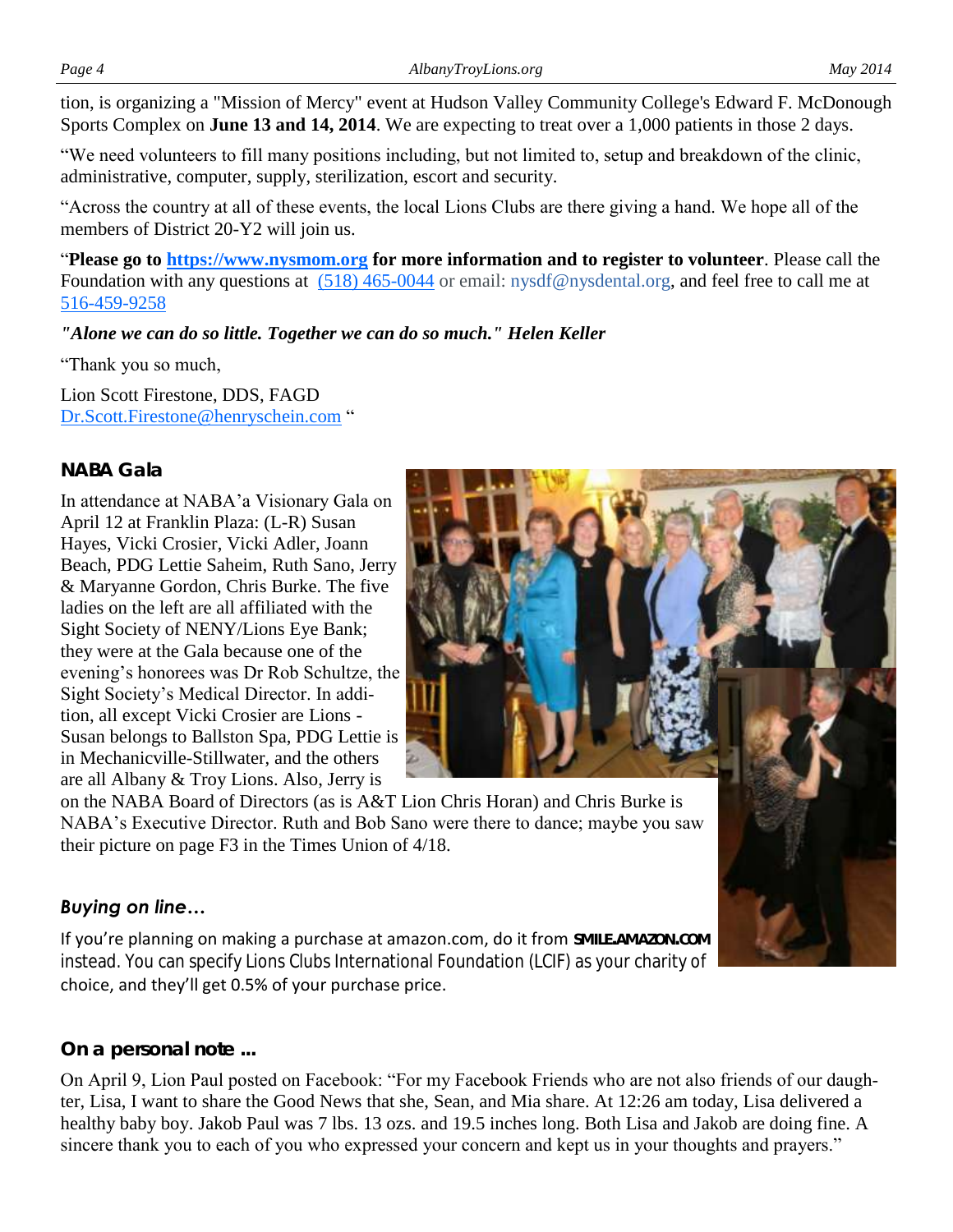tion, is organizing a "Mission of Mercy" event at Hudson Valley Community College's Edward F. McDonough Sports Complex on **June 13 and 14, 2014**. We are expecting to treat over a 1,000 patients in those 2 days.

"We need volunteers to fill many positions including, but not limited to, setup and breakdown of the clinic, administrative, computer, supply, sterilization, escort and security.

"Across the country at all of these events, the local Lions Clubs are there giving a hand. We hope all of the members of District 20-Y2 will join us.

"**Please go to https://www.nysmom.org for more information and to register to volunteer**. Please call the Foundation with any questions at (518) 465-0044 or email: nysdf@nysdental.org, and feel free to call me at 516-459-9258

***"Alone we can do so little. Together we can do so much." Helen Keller***

"Thank you so much,

Lion Scott Firestone, DDS, FAGD
Dr.Scott.Firestone@henryschein.com "

### NABA Gala

In attendance at NABA'a Visionary Gala on April 12 at Franklin Plaza: (L-R) Susan Hayes, Vicki Crosier, Vicki Adler, Joann Beach, PDG Lettie Saheim, Ruth Sano, Jerry & Maryanne Gordon, Chris Burke. The five ladies on the left are all affiliated with the Sight Society of NENY/Lions Eye Bank; they were at the Gala because one of the evening's honorees was Dr Rob Schultze, the Sight Society's Medical Director. In addition, all except Vicki Crosier are Lions - Susan belongs to Ballston Spa, PDG Lettie is in Mechanicville-Stillwater, and the others are all Albany & Troy Lions. Also, Jerry is on the NABA Board of Directors (as is A&T Lion Chris Horan) and Chris Burke is NABA's Executive Director. Ruth and Bob Sano were there to dance; maybe you saw their picture on page F3 in the Times Union of 4/18.

### *Buying on line…*

If you're planning on making a purchase at amazon.com, do it from **SMILE.AMAZON.COM** instead. You can specify Lions Clubs International Foundation (LCIF) as your charity of choice, and they'll get 0.5% of your purchase price.

### On a personal note ...

On April 9, Lion Paul posted on Facebook: "For my Facebook Friends who are not also friends of our daughter, Lisa, I want to share the Good News that she, Sean, and Mia share. At 12:26 am today, Lisa delivered a healthy baby boy. Jakob Paul was 7 lbs. 13 ozs. and 19.5 inches long. Both Lisa and Jakob are doing fine. A sincere thank you to each of you who expressed your concern and kept us in your thoughts and prayers."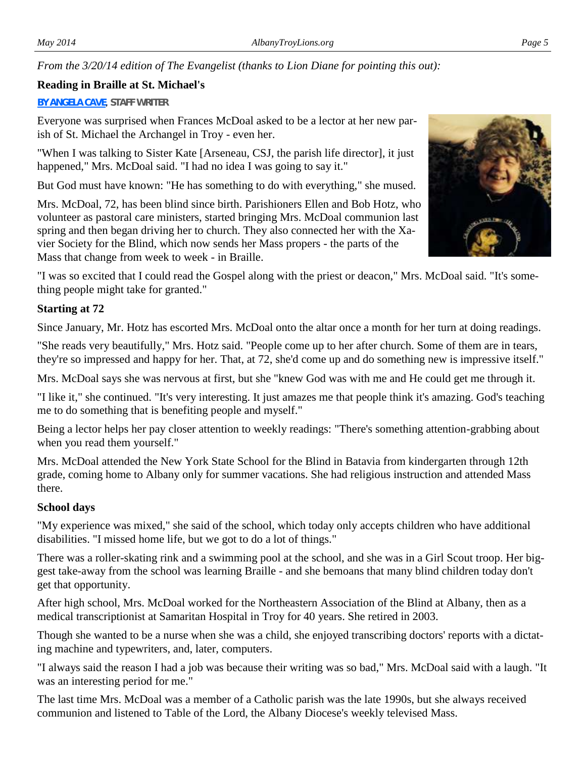*From the 3/20/14 edition of The Evangelist (thanks to Lion Diane for pointing this out):*

**Reading in Braille at St. Michael's**

**BY ANGELA CAVE, STAFF WRITER**

Everyone was surprised when Frances McDoal asked to be a lector at her new parish of St. Michael the Archangel in Troy - even her.

"When I was talking to Sister Kate [Arseneau, CSJ, the parish life director], it just happened," Mrs. McDoal said. "I had no idea I was going to say it."

But God must have known: "He has something to do with everything," she mused.

Mrs. McDoal, 72, has been blind since birth. Parishioners Ellen and Bob Hotz, who volunteer as pastoral care ministers, started bringing Mrs. McDoal communion last spring and then began driving her to church. They also connected her with the Xavier Society for the Blind, which now sends her Mass propers - the parts of the Mass that change from week to week - in Braille.

"I was so excited that I could read the Gospel along with the priest or deacon," Mrs. McDoal said. "It's something people might take for granted."

**Starting at 72**

Since January, Mr. Hotz has escorted Mrs. McDoal onto the altar once a month for her turn at doing readings.

"She reads very beautifully," Mrs. Hotz said. "People come up to her after church. Some of them are in tears, they're so impressed and happy for her. That, at 72, she'd come up and do something new is impressive itself."

Mrs. McDoal says she was nervous at first, but she "knew God was with me and He could get me through it.

"I like it," she continued. "It's very interesting. It just amazes me that people think it's amazing. God's teaching me to do something that is benefiting people and myself."

Being a lector helps her pay closer attention to weekly readings: "There's something attention-grabbing about when you read them yourself."

Mrs. McDoal attended the New York State School for the Blind in Batavia from kindergarten through 12th grade, coming home to Albany only for summer vacations. She had religious instruction and attended Mass there.

**School days**

"My experience was mixed," she said of the school, which today only accepts children who have additional disabilities. "I missed home life, but we got to do a lot of things."

There was a roller-skating rink and a swimming pool at the school, and she was in a Girl Scout troop. Her biggest take-away from the school was learning Braille - and she bemoans that many blind children today don't get that opportunity.

After high school, Mrs. McDoal worked for the Northeastern Association of the Blind at Albany, then as a medical transcriptionist at Samaritan Hospital in Troy for 40 years. She retired in 2003.

Though she wanted to be a nurse when she was a child, she enjoyed transcribing doctors' reports with a dictating machine and typewriters, and, later, computers.

"I always said the reason I had a job was because their writing was so bad," Mrs. McDoal said with a laugh. "It was an interesting period for me."

The last time Mrs. McDoal was a member of a Catholic parish was the late 1990s, but she always received communion and listened to Table of the Lord, the Albany Diocese's weekly televised Mass.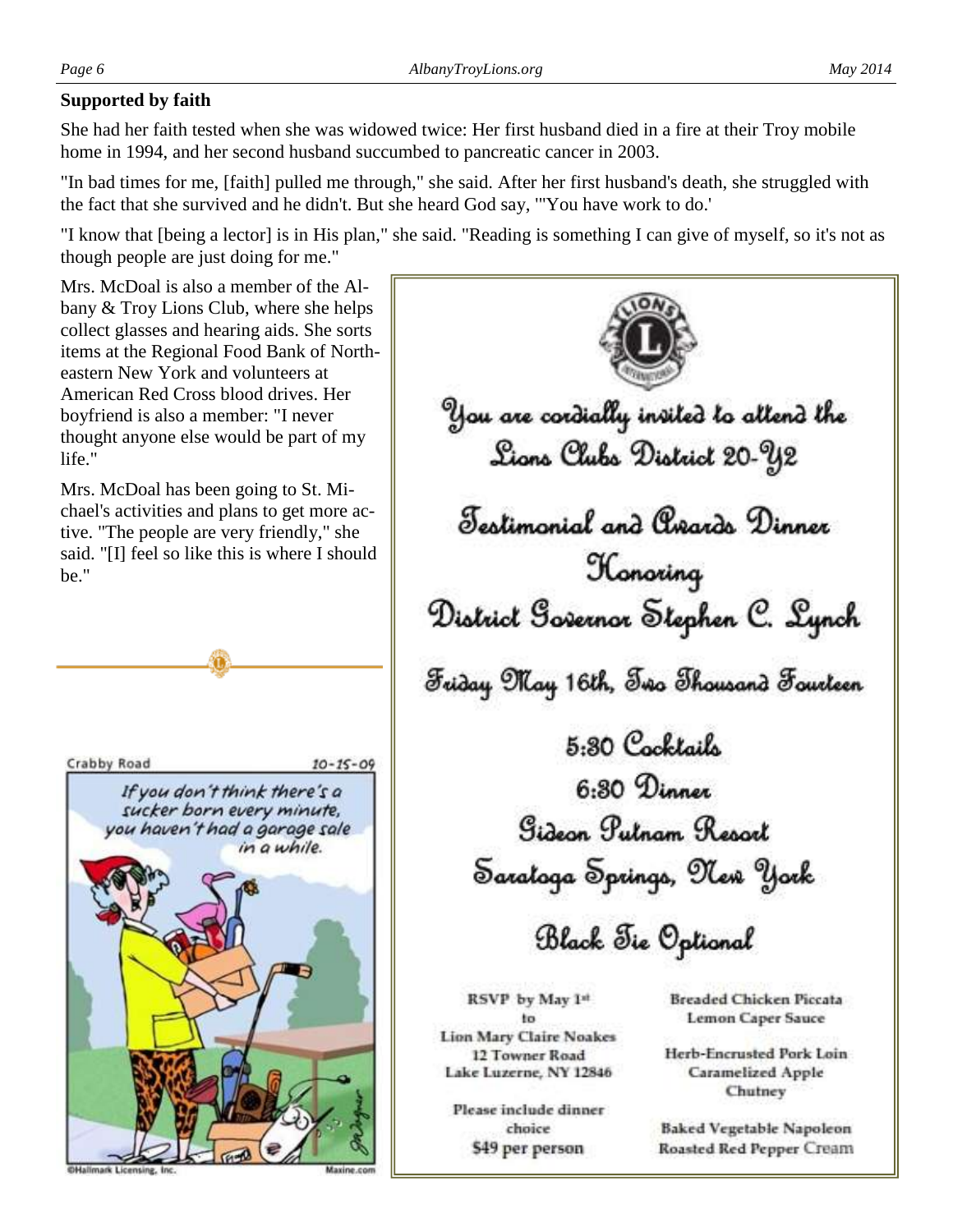**Supported by faith**

She had her faith tested when she was widowed twice: Her first husband died in a fire at their Troy mobile home in 1994, and her second husband succumbed to pancreatic cancer in 2003.

"In bad times for me, [faith] pulled me through," she said. After her first husband's death, she struggled with the fact that she survived and he didn't. But she heard God say, '"You have work to do.'

"I know that [being a lector] is in His plan," she said. "Reading is something I can give of myself, so it's not as though people are just doing for me."

Mrs. McDoal is also a member of the Albany & Troy Lions Club, where she helps collect glasses and hearing aids. She sorts items at the Regional Food Bank of Northeastern New York and volunteers at American Red Cross blood drives. Her boyfriend is also a member: "I never thought anyone else would be part of my life."

Mrs. McDoal has been going to St. Michael's activities and plans to get more active. "The people are very friendly," she said. "[I] feel so like this is where I should be."

---

Crabby Road 10-15-09

If you don't think there's a sucker born every minute, you haven't had a garage sale in a while.

©Hallmark Licensing, Inc. Maxine.com

---

You are cordially invited to attend the
Lions Clubs District 20-Y2

Testimonial and Awards Dinner

Honoring

District Governor Stephen C. Lynch

Friday May 16th, Two Thousand Fourteen

5:30 Cocktails

6:30 Dinner

Gideon Putnam Resort

Saratoga Springs, New York

Black Tie Optional

RSVP by May 1st
to
Lion Mary Claire Noakes
12 Towner Road
Lake Luzerne, NY 12846

Please include dinner choice
$49 per person

Breaded Chicken Piccata
Lemon Caper Sauce

Herb-Encrusted Pork Loin
Caramelized Apple Chutney

Baked Vegetable Napoleon
Roasted Red Pepper Cream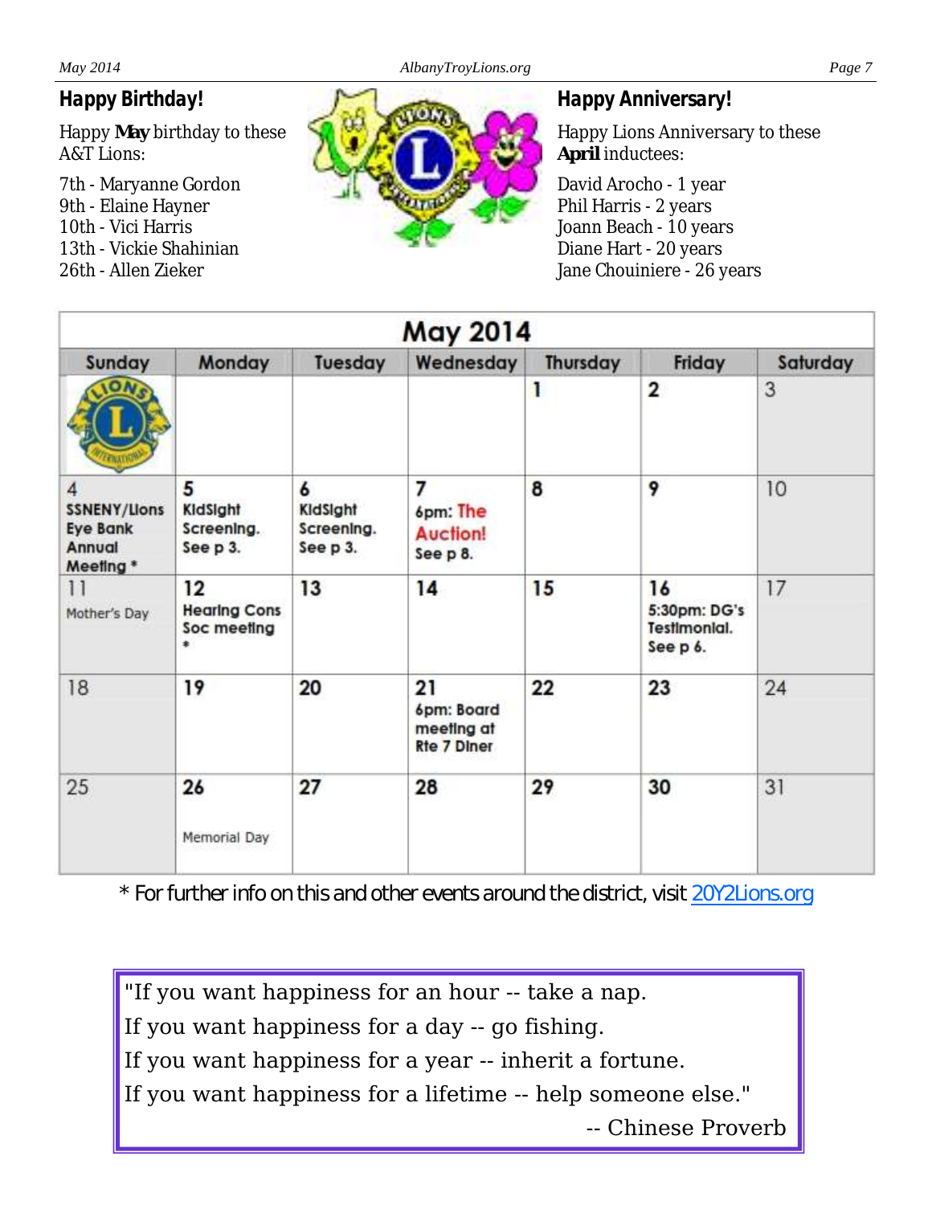## Happy Birthday!

Happy **May** birthday to these A&T Lions:

7th - Maryanne Gordon
9th - Elaine Hayner
10th - Vici Harris
13th - Vickie Shahinian
26th - Allen Zieker

## Happy Anniversary!

Happy Lions Anniversary to these **April** inductees:

David Arocho - 1 year
Phil Harris - 2 years
Joann Beach - 10 years
Diane Hart - 20 years
Jane Chouiniere - 26 years

| May 2014 | | | | | | |
|---|---|---|---|---|---|---|
| **Sunday** | **Monday** | **Tuesday** | **Wednesday** | **Thursday** | **Friday** | **Saturday** |
| | | | | 1 | 2 | 3 |
| 4 SSNENY/Lions Eye Bank Annual Meeting * | 5 KidSight Screening. See p 3. | 6 KidSight Screening. See p 3. | 7 6pm: The Auction! See p 8. | 8 | 9 | 10 |
| 11 Mother's Day | 12 Hearing Cons Soc meeting * | 13 | 14 | 15 | 16 5:30pm: DG's Testimonial. See p 6. | 17 |
| 18 | 19 | 20 | 21 6pm: Board meeting at Rte 7 Diner | 22 | 23 | 24 |
| 25 | 26 Memorial Day | 27 | 28 | 29 | 30 | 31 |

* For further info on this and other events around the district, visit 20Y2Lions.org

"If you want happiness for an hour -- take a nap.
If you want happiness for a day -- go fishing.
If you want happiness for a year -- inherit a fortune.
If you want happiness for a lifetime -- help someone else."

-- Chinese Proverb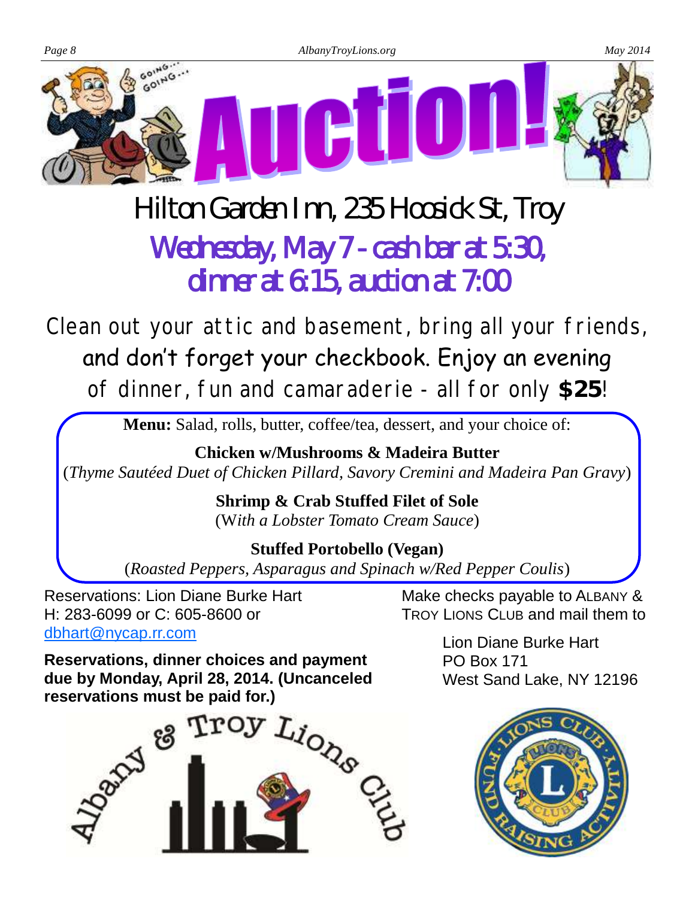# Auction!

## Hilton Garden Inn, 235 Hoosick St, Troy

### Wednesday, May 7 - cash bar at 5:30, dinner at 6:15, auction at 7:00

Clean out your attic and basement, bring all your friends, and don't forget your checkbook. Enjoy an evening of dinner, fun and camaraderie - all for only **$25**!

**Menu:** Salad, rolls, butter, coffee/tea, dessert, and your choice of:

**Chicken w/Mushrooms & Madeira Butter**
(*Thyme Sautéed Duet of Chicken Pillard, Savory Cremini and Madeira Pan Gravy*)

**Shrimp & Crab Stuffed Filet of Sole**
(*With a Lobster Tomato Cream Sauce*)

**Stuffed Portobello (Vegan)**
(*Roasted Peppers, Asparagus and Spinach w/Red Pepper Coulis*)

Reservations: Lion Diane Burke Hart
H: 283-6099 or C: 605-8600 or
dbhart@nycap.rr.com

**Reservations, dinner choices and payment due by Monday, April 28, 2014. (Uncanceled reservations must be paid for.)**

Make checks payable to ALBANY & TROY LIONS CLUB and mail them to

Lion Diane Burke Hart
PO Box 171
West Sand Lake, NY 12196

Albany & Troy Lions Club